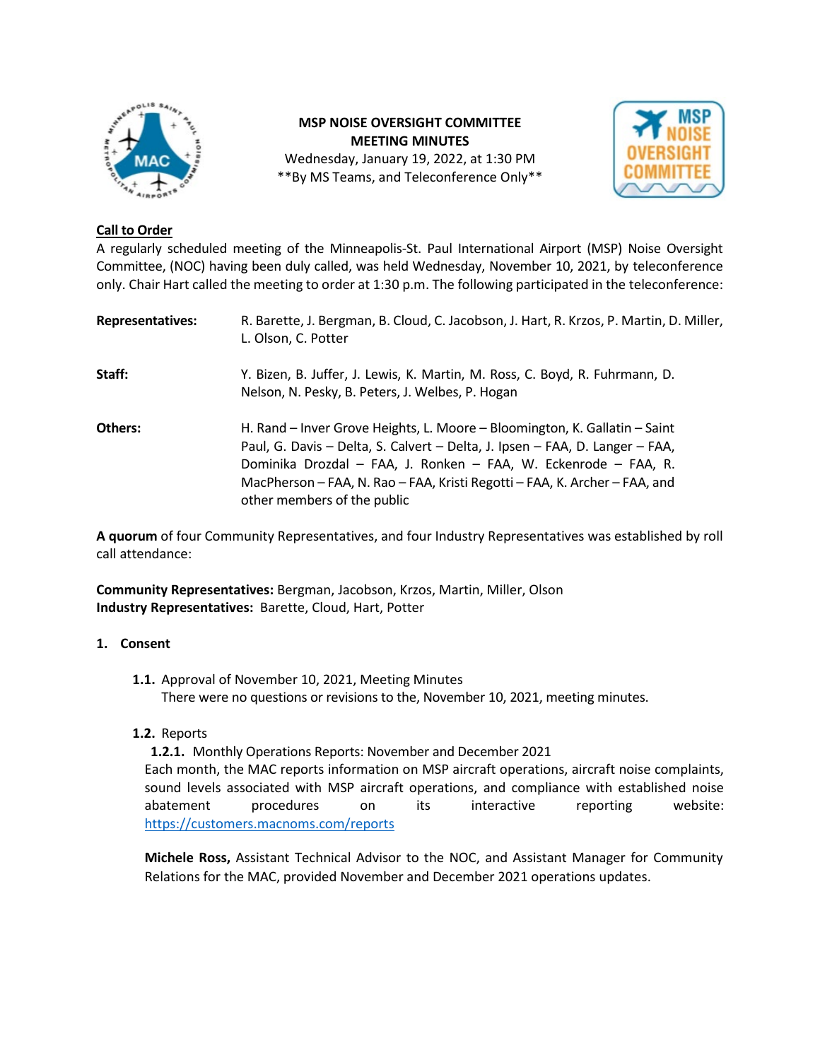# MSP NOISE OVERSIGHT COMMITTEE
## MEETING MINUTES

Wednesday, January 19, 2022, at 1:30 PM
**By MS Teams, and Teleconference Only**

**Call to Order**

A regularly scheduled meeting of the Minneapolis-St. Paul International Airport (MSP) Noise Oversight Committee, (NOC) having been duly called, was held Wednesday, November 10, 2021, by teleconference only. Chair Hart called the meeting to order at 1:30 p.m. The following participated in the teleconference:

| | |
|---|---|
| **Representatives:** | R. Barette, J. Bergman, B. Cloud, C. Jacobson, J. Hart, R. Krzos, P. Martin, D. Miller, L. Olson, C. Potter |
| **Staff:** | Y. Bizen, B. Juffer, J. Lewis, K. Martin, M. Ross, C. Boyd, R. Fuhrmann, D. Nelson, N. Pesky, B. Peters, J. Welbes, P. Hogan |
| **Others:** | H. Rand – Inver Grove Heights, L. Moore – Bloomington, K. Gallatin – Saint Paul, G. Davis – Delta, S. Calvert – Delta, J. Ipsen – FAA, D. Langer – FAA, Dominika Drozdal – FAA, J. Ronken – FAA, W. Eckenrode – FAA, R. MacPherson – FAA, N. Rao – FAA, Kristi Regotti – FAA, K. Archer – FAA, and other members of the public |

**A quorum** of four Community Representatives, and four Industry Representatives was established by roll call attendance:

**Community Representatives:** Bergman, Jacobson, Krzos, Martin, Miller, Olson
**Industry Representatives:** Barette, Cloud, Hart, Potter

**1. Consent**

**1.1.** Approval of November 10, 2021, Meeting Minutes
There were no questions or revisions to the, November 10, 2021, meeting minutes.

**1.2.** Reports

**1.2.1.** Monthly Operations Reports: November and December 2021

Each month, the MAC reports information on MSP aircraft operations, aircraft noise complaints, sound levels associated with MSP aircraft operations, and compliance with established noise abatement procedures on its interactive reporting website: https://customers.macnoms.com/reports

**Michele Ross,** Assistant Technical Advisor to the NOC, and Assistant Manager for Community Relations for the MAC, provided November and December 2021 operations updates.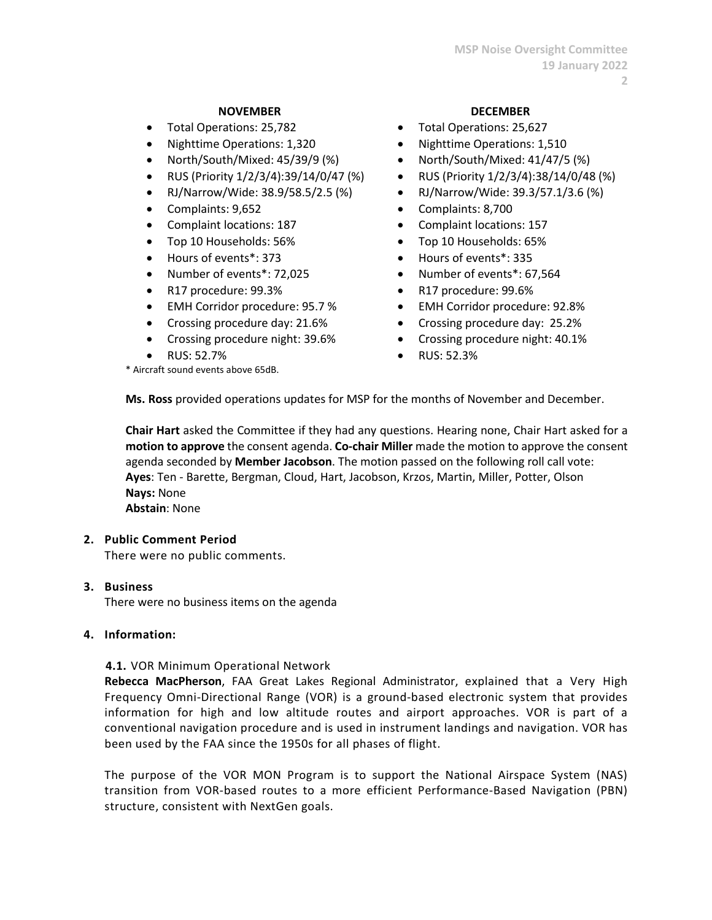**NOVEMBER**

- Total Operations: 25,782
- Nighttime Operations: 1,320
- North/South/Mixed: 45/39/9 (%)
- RUS (Priority 1/2/3/4):39/14/0/47 (%)
- RJ/Narrow/Wide: 38.9/58.5/2.5 (%)
- Complaints: 9,652
- Complaint locations: 187
- Top 10 Households: 56%
- Hours of events*: 373
- Number of events*: 72,025
- R17 procedure: 99.3%
- EMH Corridor procedure: 95.7 %
- Crossing procedure day: 21.6%
- Crossing procedure night: 39.6%
- RUS: 52.7%

**DECEMBER**

- Total Operations: 25,627
- Nighttime Operations: 1,510
- North/South/Mixed: 41/47/5 (%)
- RUS (Priority 1/2/3/4):38/14/0/48 (%)
- RJ/Narrow/Wide: 39.3/57.1/3.6 (%)
- Complaints: 8,700
- Complaint locations: 157
- Top 10 Households: 65%
- Hours of events*: 335
- Number of events*: 67,564
- R17 procedure: 99.6%
- EMH Corridor procedure: 92.8%
- Crossing procedure day: 25.2%
- Crossing procedure night: 40.1%
- RUS: 52.3%

* Aircraft sound events above 65dB.

**Ms. Ross** provided operations updates for MSP for the months of November and December.

**Chair Hart** asked the Committee if they had any questions. Hearing none, Chair Hart asked for a **motion to approve** the consent agenda. **Co-chair Miller** made the motion to approve the consent agenda seconded by **Member Jacobson**. The motion passed on the following roll call vote:
**Ayes**: Ten - Barette, Bergman, Cloud, Hart, Jacobson, Krzos, Martin, Miller, Potter, Olson
**Nays:** None
**Abstain**: None

## 2. Public Comment Period

There were no public comments.

## 3. Business

There were no business items on the agenda

## 4. Information:

### 4.1. VOR Minimum Operational Network

**Rebecca MacPherson**, FAA Great Lakes Regional Administrator, explained that a Very High Frequency Omni-Directional Range (VOR) is a ground-based electronic system that provides information for high and low altitude routes and airport approaches. VOR is part of a conventional navigation procedure and is used in instrument landings and navigation. VOR has been used by the FAA since the 1950s for all phases of flight.

The purpose of the VOR MON Program is to support the National Airspace System (NAS) transition from VOR-based routes to a more efficient Performance-Based Navigation (PBN) structure, consistent with NextGen goals.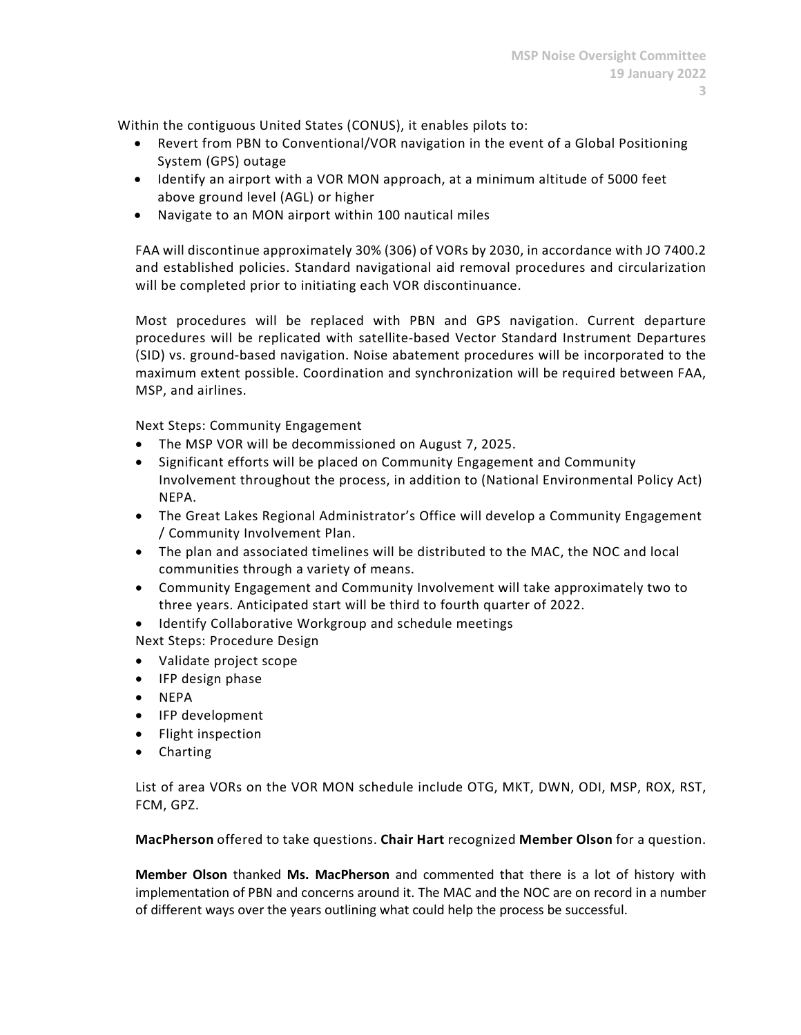Within the contiguous United States (CONUS), it enables pilots to:

- Revert from PBN to Conventional/VOR navigation in the event of a Global Positioning System (GPS) outage
- Identify an airport with a VOR MON approach, at a minimum altitude of 5000 feet above ground level (AGL) or higher
- Navigate to an MON airport within 100 nautical miles

FAA will discontinue approximately 30% (306) of VORs by 2030, in accordance with JO 7400.2 and established policies. Standard navigational aid removal procedures and circularization will be completed prior to initiating each VOR discontinuance.

Most procedures will be replaced with PBN and GPS navigation. Current departure procedures will be replicated with satellite-based Vector Standard Instrument Departures (SID) vs. ground-based navigation. Noise abatement procedures will be incorporated to the maximum extent possible. Coordination and synchronization will be required between FAA, MSP, and airlines.

Next Steps: Community Engagement

- The MSP VOR will be decommissioned on August 7, 2025.
- Significant efforts will be placed on Community Engagement and Community Involvement throughout the process, in addition to (National Environmental Policy Act) NEPA.
- The Great Lakes Regional Administrator's Office will develop a Community Engagement / Community Involvement Plan.
- The plan and associated timelines will be distributed to the MAC, the NOC and local communities through a variety of means.
- Community Engagement and Community Involvement will take approximately two to three years. Anticipated start will be third to fourth quarter of 2022.
- Identify Collaborative Workgroup and schedule meetings

Next Steps: Procedure Design

- Validate project scope
- IFP design phase
- NEPA
- IFP development
- Flight inspection
- Charting

List of area VORs on the VOR MON schedule include OTG, MKT, DWN, ODI, MSP, ROX, RST, FCM, GPZ.

**MacPherson** offered to take questions. **Chair Hart** recognized **Member Olson** for a question.

**Member Olson** thanked **Ms. MacPherson** and commented that there is a lot of history with implementation of PBN and concerns around it. The MAC and the NOC are on record in a number of different ways over the years outlining what could help the process be successful.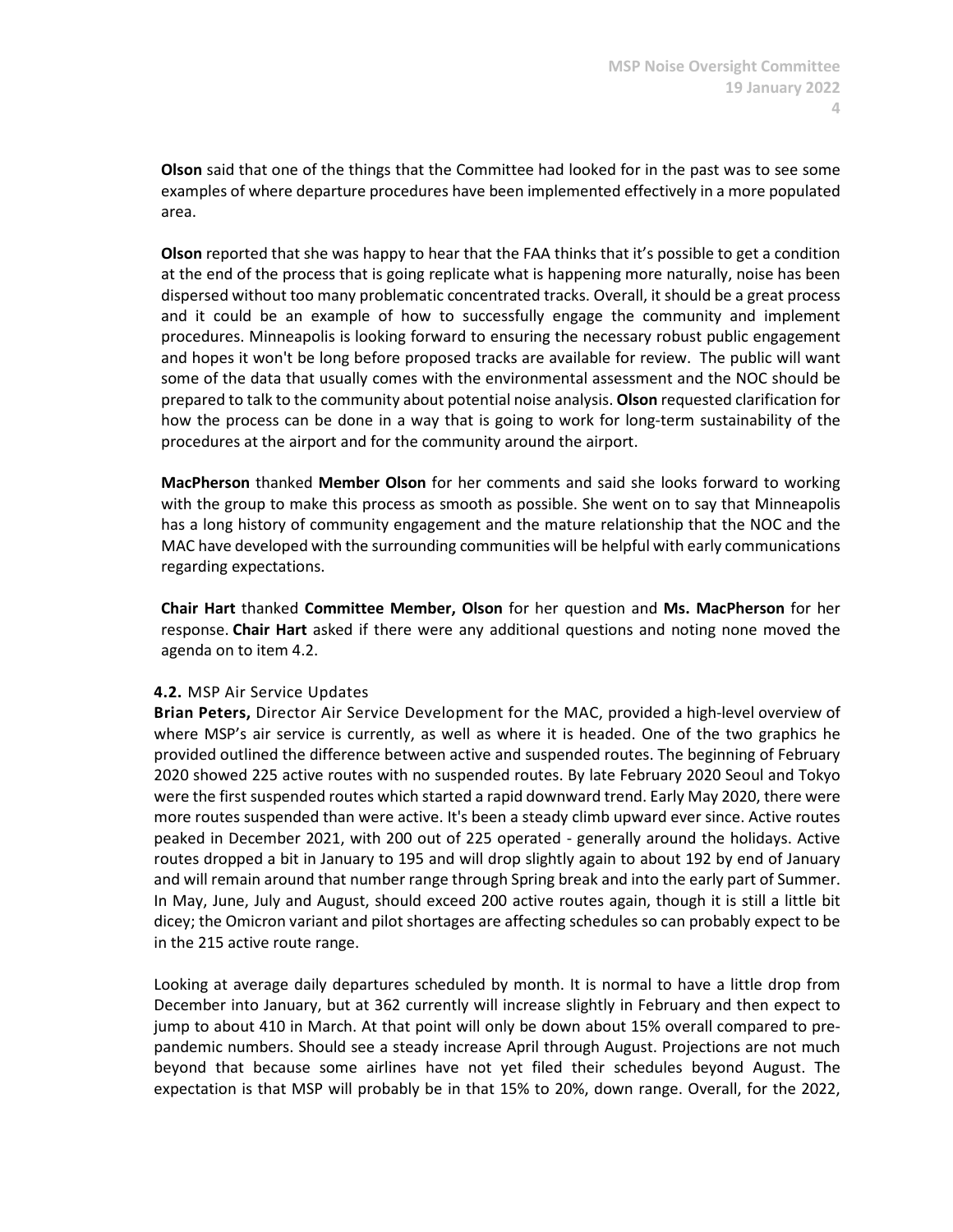**Olson** said that one of the things that the Committee had looked for in the past was to see some examples of where departure procedures have been implemented effectively in a more populated area.

**Olson** reported that she was happy to hear that the FAA thinks that it's possible to get a condition at the end of the process that is going replicate what is happening more naturally, noise has been dispersed without too many problematic concentrated tracks. Overall, it should be a great process and it could be an example of how to successfully engage the community and implement procedures. Minneapolis is looking forward to ensuring the necessary robust public engagement and hopes it won't be long before proposed tracks are available for review. The public will want some of the data that usually comes with the environmental assessment and the NOC should be prepared to talk to the community about potential noise analysis. **Olson** requested clarification for how the process can be done in a way that is going to work for long-term sustainability of the procedures at the airport and for the community around the airport.

**MacPherson** thanked **Member Olson** for her comments and said she looks forward to working with the group to make this process as smooth as possible. She went on to say that Minneapolis has a long history of community engagement and the mature relationship that the NOC and the MAC have developed with the surrounding communities will be helpful with early communications regarding expectations.

**Chair Hart** thanked **Committee Member, Olson** for her question and **Ms. MacPherson** for her response. **Chair Hart** asked if there were any additional questions and noting none moved the agenda on to item 4.2.

**4.2.** MSP Air Service Updates

**Brian Peters,** Director Air Service Development for the MAC, provided a high-level overview of where MSP's air service is currently, as well as where it is headed. One of the two graphics he provided outlined the difference between active and suspended routes. The beginning of February 2020 showed 225 active routes with no suspended routes. By late February 2020 Seoul and Tokyo were the first suspended routes which started a rapid downward trend. Early May 2020, there were more routes suspended than were active. It's been a steady climb upward ever since. Active routes peaked in December 2021, with 200 out of 225 operated - generally around the holidays. Active routes dropped a bit in January to 195 and will drop slightly again to about 192 by end of January and will remain around that number range through Spring break and into the early part of Summer. In May, June, July and August, should exceed 200 active routes again, though it is still a little bit dicey; the Omicron variant and pilot shortages are affecting schedules so can probably expect to be in the 215 active route range.

Looking at average daily departures scheduled by month. It is normal to have a little drop from December into January, but at 362 currently will increase slightly in February and then expect to jump to about 410 in March. At that point will only be down about 15% overall compared to pre-pandemic numbers. Should see a steady increase April through August. Projections are not much beyond that because some airlines have not yet filed their schedules beyond August. The expectation is that MSP will probably be in that 15% to 20%, down range. Overall, for the 2022,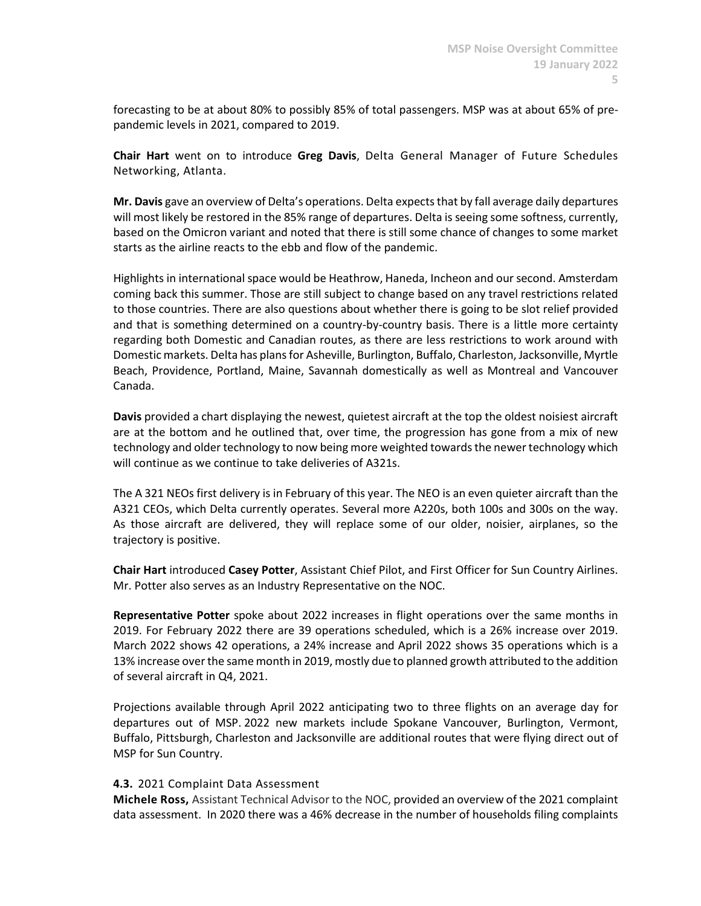forecasting to be at about 80% to possibly 85% of total passengers. MSP was at about 65% of pre-pandemic levels in 2021, compared to 2019.

**Chair Hart** went on to introduce **Greg Davis**, Delta General Manager of Future Schedules Networking, Atlanta.

**Mr. Davis** gave an overview of Delta's operations. Delta expects that by fall average daily departures will most likely be restored in the 85% range of departures. Delta is seeing some softness, currently, based on the Omicron variant and noted that there is still some chance of changes to some market starts as the airline reacts to the ebb and flow of the pandemic.

Highlights in international space would be Heathrow, Haneda, Incheon and our second. Amsterdam coming back this summer. Those are still subject to change based on any travel restrictions related to those countries. There are also questions about whether there is going to be slot relief provided and that is something determined on a country-by-country basis. There is a little more certainty regarding both Domestic and Canadian routes, as there are less restrictions to work around with Domestic markets. Delta has plans for Asheville, Burlington, Buffalo, Charleston, Jacksonville, Myrtle Beach, Providence, Portland, Maine, Savannah domestically as well as Montreal and Vancouver Canada.

**Davis** provided a chart displaying the newest, quietest aircraft at the top the oldest noisiest aircraft are at the bottom and he outlined that, over time, the progression has gone from a mix of new technology and older technology to now being more weighted towards the newer technology which will continue as we continue to take deliveries of A321s.

The A 321 NEOs first delivery is in February of this year. The NEO is an even quieter aircraft than the A321 CEOs, which Delta currently operates. Several more A220s, both 100s and 300s on the way. As those aircraft are delivered, they will replace some of our older, noisier, airplanes, so the trajectory is positive.

**Chair Hart** introduced **Casey Potter**, Assistant Chief Pilot, and First Officer for Sun Country Airlines. Mr. Potter also serves as an Industry Representative on the NOC.

**Representative Potter** spoke about 2022 increases in flight operations over the same months in 2019. For February 2022 there are 39 operations scheduled, which is a 26% increase over 2019. March 2022 shows 42 operations, a 24% increase and April 2022 shows 35 operations which is a 13% increase over the same month in 2019, mostly due to planned growth attributed to the addition of several aircraft in Q4, 2021.

Projections available through April 2022 anticipating two to three flights on an average day for departures out of MSP. 2022 new markets include Spokane Vancouver, Burlington, Vermont, Buffalo, Pittsburgh, Charleston and Jacksonville are additional routes that were flying direct out of MSP for Sun Country.

**4.3.** 2021 Complaint Data Assessment

**Michele Ross,** Assistant Technical Advisor to the NOC, provided an overview of the 2021 complaint data assessment. In 2020 there was a 46% decrease in the number of households filing complaints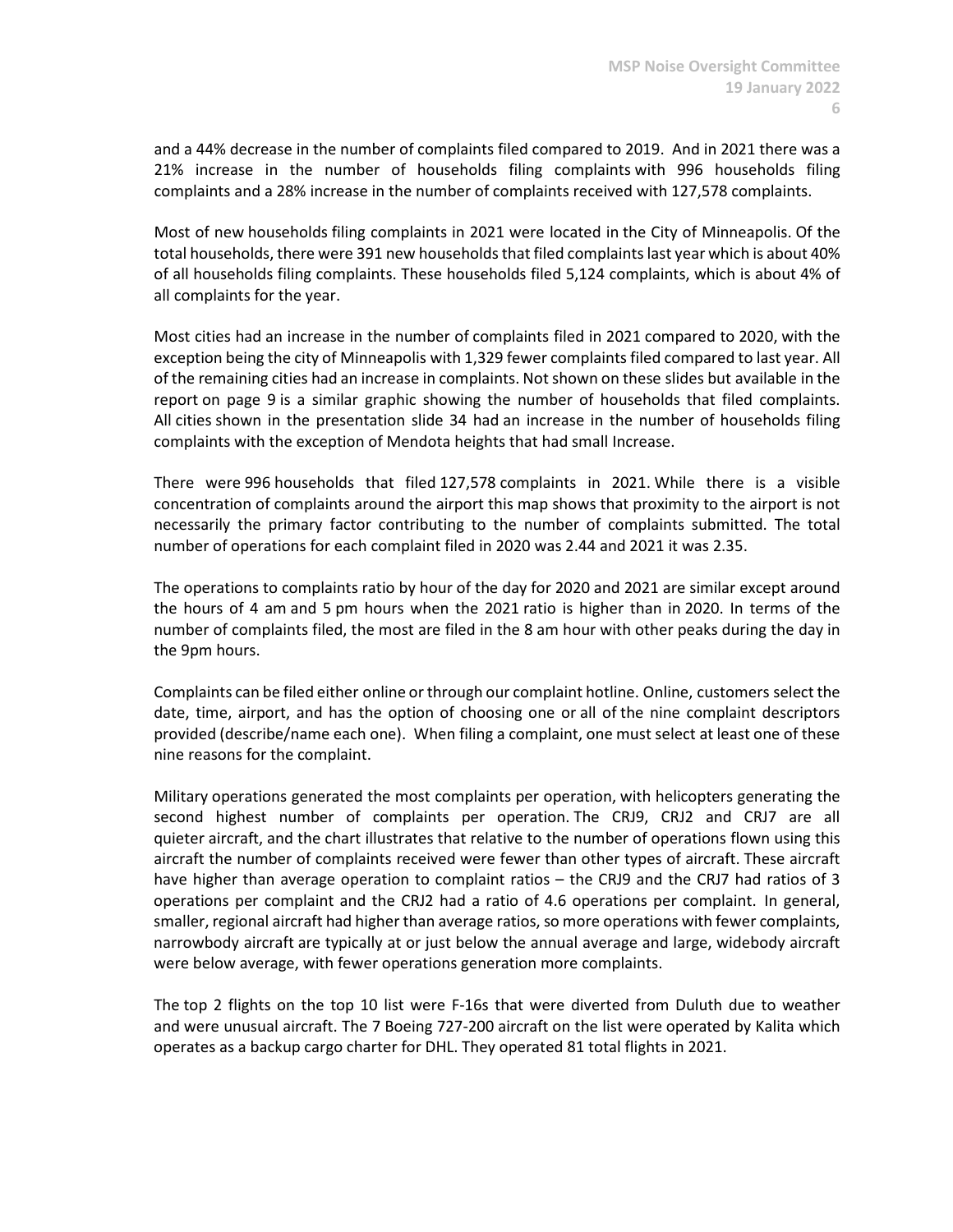and a 44% decrease in the number of complaints filed compared to 2019. And in 2021 there was a 21% increase in the number of households filing complaints with 996 households filing complaints and a 28% increase in the number of complaints received with 127,578 complaints.

Most of new households filing complaints in 2021 were located in the City of Minneapolis. Of the total households, there were 391 new households that filed complaints last year which is about 40% of all households filing complaints. These households filed 5,124 complaints, which is about 4% of all complaints for the year.

Most cities had an increase in the number of complaints filed in 2021 compared to 2020, with the exception being the city of Minneapolis with 1,329 fewer complaints filed compared to last year. All of the remaining cities had an increase in complaints. Not shown on these slides but available in the report on page 9 is a similar graphic showing the number of households that filed complaints. All cities shown in the presentation slide 34 had an increase in the number of households filing complaints with the exception of Mendota heights that had small Increase.

There were 996 households that filed 127,578 complaints in 2021. While there is a visible concentration of complaints around the airport this map shows that proximity to the airport is not necessarily the primary factor contributing to the number of complaints submitted. The total number of operations for each complaint filed in 2020 was 2.44 and 2021 it was 2.35.

The operations to complaints ratio by hour of the day for 2020 and 2021 are similar except around the hours of 4 am and 5 pm hours when the 2021 ratio is higher than in 2020. In terms of the number of complaints filed, the most are filed in the 8 am hour with other peaks during the day in the 9pm hours.

Complaints can be filed either online or through our complaint hotline. Online, customers select the date, time, airport, and has the option of choosing one or all of the nine complaint descriptors provided (describe/name each one). When filing a complaint, one must select at least one of these nine reasons for the complaint.

Military operations generated the most complaints per operation, with helicopters generating the second highest number of complaints per operation. The CRJ9, CRJ2 and CRJ7 are all quieter aircraft, and the chart illustrates that relative to the number of operations flown using this aircraft the number of complaints received were fewer than other types of aircraft. These aircraft have higher than average operation to complaint ratios – the CRJ9 and the CRJ7 had ratios of 3 operations per complaint and the CRJ2 had a ratio of 4.6 operations per complaint. In general, smaller, regional aircraft had higher than average ratios, so more operations with fewer complaints, narrowbody aircraft are typically at or just below the annual average and large, widebody aircraft were below average, with fewer operations generation more complaints.

The top 2 flights on the top 10 list were F-16s that were diverted from Duluth due to weather and were unusual aircraft. The 7 Boeing 727-200 aircraft on the list were operated by Kalita which operates as a backup cargo charter for DHL. They operated 81 total flights in 2021.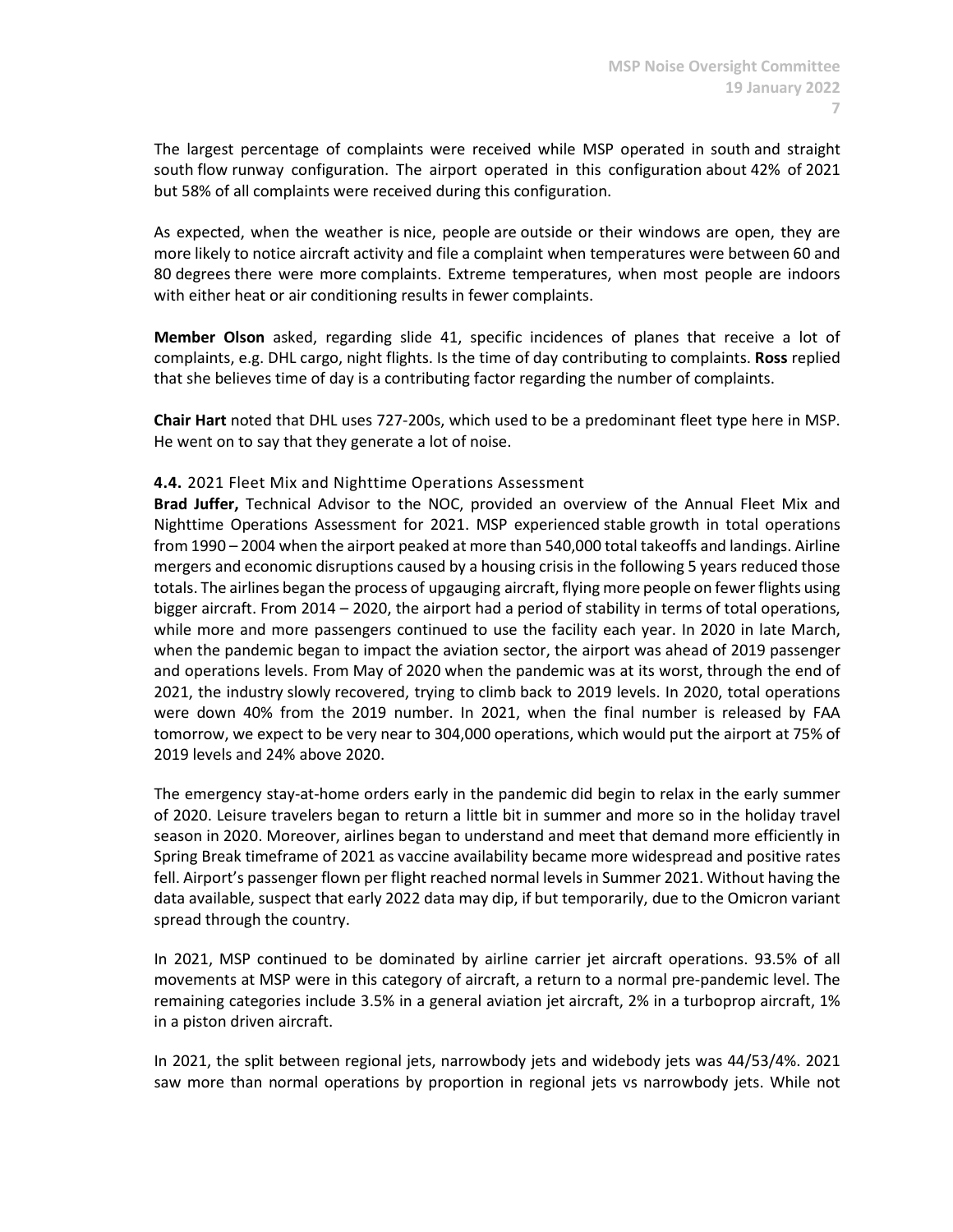The largest percentage of complaints were received while MSP operated in south and straight south flow runway configuration. The airport operated in this configuration about 42% of 2021 but 58% of all complaints were received during this configuration.

As expected, when the weather is nice, people are outside or their windows are open, they are more likely to notice aircraft activity and file a complaint when temperatures were between 60 and 80 degrees there were more complaints. Extreme temperatures, when most people are indoors with either heat or air conditioning results in fewer complaints.

**Member Olson** asked, regarding slide 41, specific incidences of planes that receive a lot of complaints, e.g. DHL cargo, night flights. Is the time of day contributing to complaints. **Ross** replied that she believes time of day is a contributing factor regarding the number of complaints.

**Chair Hart** noted that DHL uses 727-200s, which used to be a predominant fleet type here in MSP. He went on to say that they generate a lot of noise.

#### **4.4.** 2021 Fleet Mix and Nighttime Operations Assessment

**Brad Juffer,** Technical Advisor to the NOC, provided an overview of the Annual Fleet Mix and Nighttime Operations Assessment for 2021. MSP experienced stable growth in total operations from 1990 – 2004 when the airport peaked at more than 540,000 total takeoffs and landings. Airline mergers and economic disruptions caused by a housing crisis in the following 5 years reduced those totals. The airlines began the process of upgauging aircraft, flying more people on fewer flights using bigger aircraft. From 2014 – 2020, the airport had a period of stability in terms of total operations, while more and more passengers continued to use the facility each year. In 2020 in late March, when the pandemic began to impact the aviation sector, the airport was ahead of 2019 passenger and operations levels. From May of 2020 when the pandemic was at its worst, through the end of 2021, the industry slowly recovered, trying to climb back to 2019 levels. In 2020, total operations were down 40% from the 2019 number. In 2021, when the final number is released by FAA tomorrow, we expect to be very near to 304,000 operations, which would put the airport at 75% of 2019 levels and 24% above 2020.

The emergency stay-at-home orders early in the pandemic did begin to relax in the early summer of 2020. Leisure travelers began to return a little bit in summer and more so in the holiday travel season in 2020. Moreover, airlines began to understand and meet that demand more efficiently in Spring Break timeframe of 2021 as vaccine availability became more widespread and positive rates fell. Airport's passenger flown per flight reached normal levels in Summer 2021. Without having the data available, suspect that early 2022 data may dip, if but temporarily, due to the Omicron variant spread through the country.

In 2021, MSP continued to be dominated by airline carrier jet aircraft operations. 93.5% of all movements at MSP were in this category of aircraft, a return to a normal pre-pandemic level. The remaining categories include 3.5% in a general aviation jet aircraft, 2% in a turboprop aircraft, 1% in a piston driven aircraft.

In 2021, the split between regional jets, narrowbody jets and widebody jets was 44/53/4%. 2021 saw more than normal operations by proportion in regional jets vs narrowbody jets. While not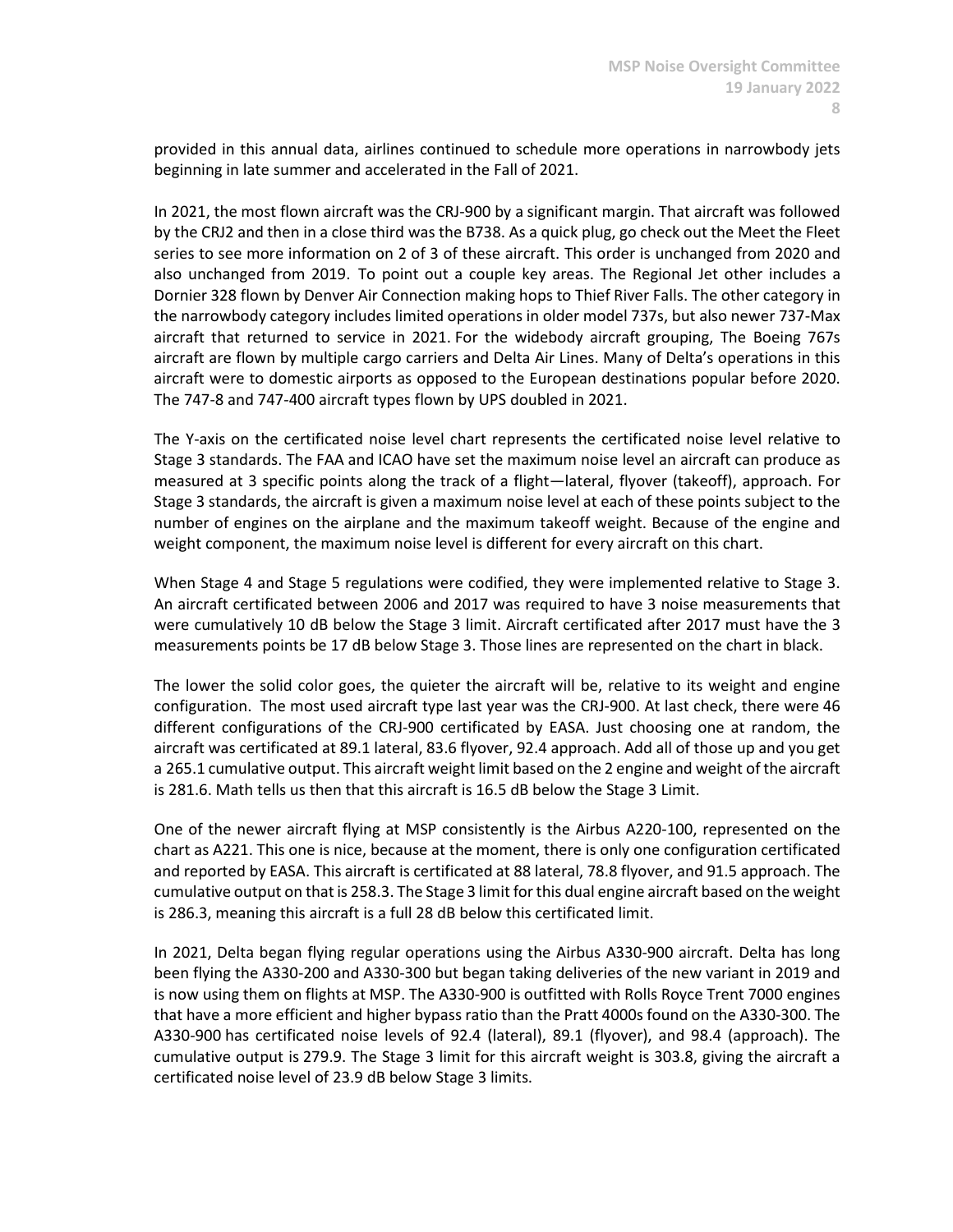provided in this annual data, airlines continued to schedule more operations in narrowbody jets beginning in late summer and accelerated in the Fall of 2021.

In 2021, the most flown aircraft was the CRJ-900 by a significant margin. That aircraft was followed by the CRJ2 and then in a close third was the B738. As a quick plug, go check out the Meet the Fleet series to see more information on 2 of 3 of these aircraft. This order is unchanged from 2020 and also unchanged from 2019. To point out a couple key areas. The Regional Jet other includes a Dornier 328 flown by Denver Air Connection making hops to Thief River Falls. The other category in the narrowbody category includes limited operations in older model 737s, but also newer 737-Max aircraft that returned to service in 2021. For the widebody aircraft grouping, The Boeing 767s aircraft are flown by multiple cargo carriers and Delta Air Lines. Many of Delta's operations in this aircraft were to domestic airports as opposed to the European destinations popular before 2020. The 747-8 and 747-400 aircraft types flown by UPS doubled in 2021.

The Y-axis on the certificated noise level chart represents the certificated noise level relative to Stage 3 standards. The FAA and ICAO have set the maximum noise level an aircraft can produce as measured at 3 specific points along the track of a flight—lateral, flyover (takeoff), approach. For Stage 3 standards, the aircraft is given a maximum noise level at each of these points subject to the number of engines on the airplane and the maximum takeoff weight. Because of the engine and weight component, the maximum noise level is different for every aircraft on this chart.

When Stage 4 and Stage 5 regulations were codified, they were implemented relative to Stage 3. An aircraft certificated between 2006 and 2017 was required to have 3 noise measurements that were cumulatively 10 dB below the Stage 3 limit. Aircraft certificated after 2017 must have the 3 measurements points be 17 dB below Stage 3. Those lines are represented on the chart in black.

The lower the solid color goes, the quieter the aircraft will be, relative to its weight and engine configuration. The most used aircraft type last year was the CRJ-900. At last check, there were 46 different configurations of the CRJ-900 certificated by EASA. Just choosing one at random, the aircraft was certificated at 89.1 lateral, 83.6 flyover, 92.4 approach. Add all of those up and you get a 265.1 cumulative output. This aircraft weight limit based on the 2 engine and weight of the aircraft is 281.6. Math tells us then that this aircraft is 16.5 dB below the Stage 3 Limit.

One of the newer aircraft flying at MSP consistently is the Airbus A220-100, represented on the chart as A221. This one is nice, because at the moment, there is only one configuration certificated and reported by EASA. This aircraft is certificated at 88 lateral, 78.8 flyover, and 91.5 approach. The cumulative output on that is 258.3. The Stage 3 limit for this dual engine aircraft based on the weight is 286.3, meaning this aircraft is a full 28 dB below this certificated limit.

In 2021, Delta began flying regular operations using the Airbus A330-900 aircraft. Delta has long been flying the A330-200 and A330-300 but began taking deliveries of the new variant in 2019 and is now using them on flights at MSP. The A330-900 is outfitted with Rolls Royce Trent 7000 engines that have a more efficient and higher bypass ratio than the Pratt 4000s found on the A330-300. The A330-900 has certificated noise levels of 92.4 (lateral), 89.1 (flyover), and 98.4 (approach). The cumulative output is 279.9. The Stage 3 limit for this aircraft weight is 303.8, giving the aircraft a certificated noise level of 23.9 dB below Stage 3 limits.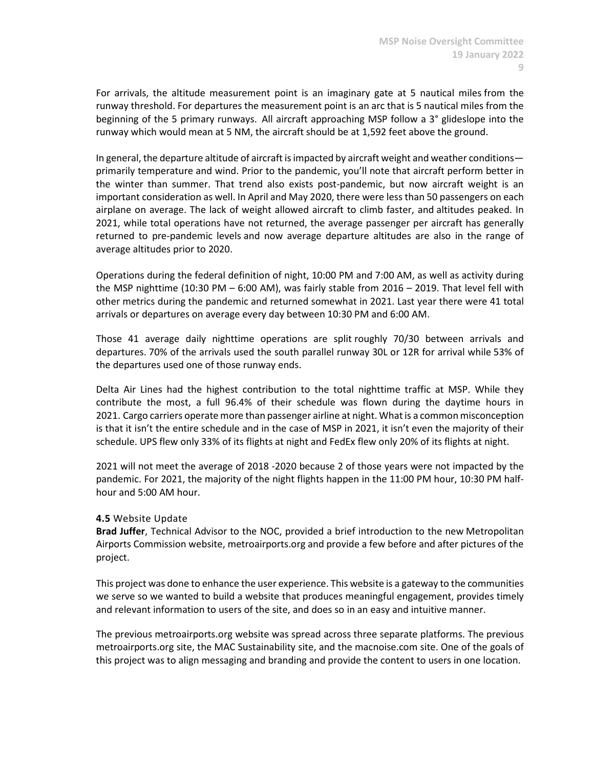For arrivals, the altitude measurement point is an imaginary gate at 5 nautical miles from the runway threshold. For departures the measurement point is an arc that is 5 nautical miles from the beginning of the 5 primary runways. All aircraft approaching MSP follow a 3° glideslope into the runway which would mean at 5 NM, the aircraft should be at 1,592 feet above the ground.

In general, the departure altitude of aircraft is impacted by aircraft weight and weather conditions—primarily temperature and wind. Prior to the pandemic, you'll note that aircraft perform better in the winter than summer. That trend also exists post-pandemic, but now aircraft weight is an important consideration as well. In April and May 2020, there were less than 50 passengers on each airplane on average. The lack of weight allowed aircraft to climb faster, and altitudes peaked. In 2021, while total operations have not returned, the average passenger per aircraft has generally returned to pre-pandemic levels and now average departure altitudes are also in the range of average altitudes prior to 2020.

Operations during the federal definition of night, 10:00 PM and 7:00 AM, as well as activity during the MSP nighttime (10:30 PM – 6:00 AM), was fairly stable from 2016 – 2019. That level fell with other metrics during the pandemic and returned somewhat in 2021. Last year there were 41 total arrivals or departures on average every day between 10:30 PM and 6:00 AM.

Those 41 average daily nighttime operations are split roughly 70/30 between arrivals and departures. 70% of the arrivals used the south parallel runway 30L or 12R for arrival while 53% of the departures used one of those runway ends.

Delta Air Lines had the highest contribution to the total nighttime traffic at MSP. While they contribute the most, a full 96.4% of their schedule was flown during the daytime hours in 2021. Cargo carriers operate more than passenger airline at night. What is a common misconception is that it isn't the entire schedule and in the case of MSP in 2021, it isn't even the majority of their schedule. UPS flew only 33% of its flights at night and FedEx flew only 20% of its flights at night.

2021 will not meet the average of 2018 -2020 because 2 of those years were not impacted by the pandemic. For 2021, the majority of the night flights happen in the 11:00 PM hour, 10:30 PM half-hour and 5:00 AM hour.

**4.5** Website Update

**Brad Juffer**, Technical Advisor to the NOC, provided a brief introduction to the new Metropolitan Airports Commission website, metroairports.org and provide a few before and after pictures of the project.

This project was done to enhance the user experience. This website is a gateway to the communities we serve so we wanted to build a website that produces meaningful engagement, provides timely and relevant information to users of the site, and does so in an easy and intuitive manner.

The previous metroairports.org website was spread across three separate platforms. The previous metroairports.org site, the MAC Sustainability site, and the macnoise.com site. One of the goals of this project was to align messaging and branding and provide the content to users in one location.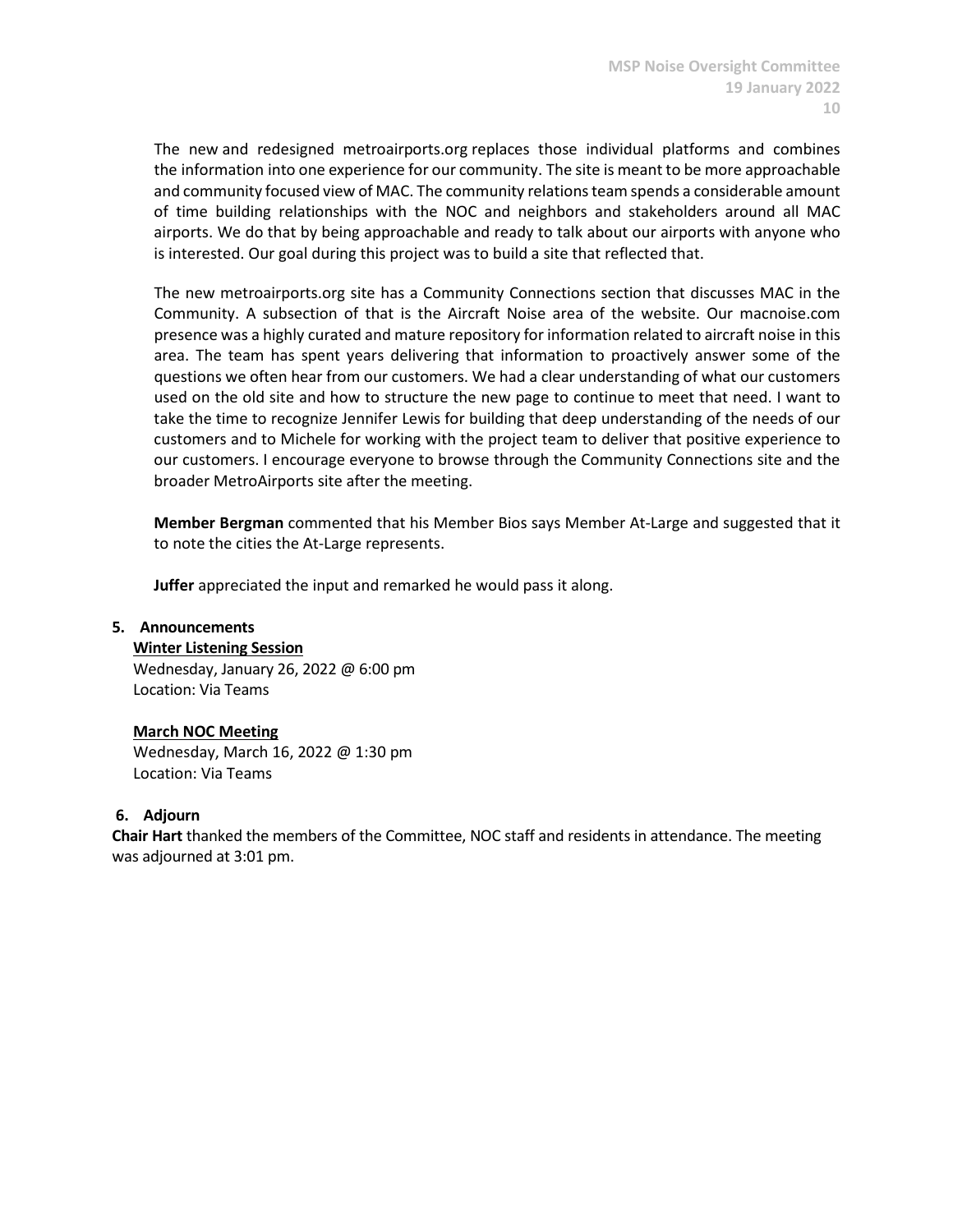The new and redesigned metroairports.org replaces those individual platforms and combines the information into one experience for our community. The site is meant to be more approachable and community focused view of MAC. The community relations team spends a considerable amount of time building relationships with the NOC and neighbors and stakeholders around all MAC airports. We do that by being approachable and ready to talk about our airports with anyone who is interested. Our goal during this project was to build a site that reflected that.

The new metroairports.org site has a Community Connections section that discusses MAC in the Community. A subsection of that is the Aircraft Noise area of the website. Our macnoise.com presence was a highly curated and mature repository for information related to aircraft noise in this area. The team has spent years delivering that information to proactively answer some of the questions we often hear from our customers. We had a clear understanding of what our customers used on the old site and how to structure the new page to continue to meet that need. I want to take the time to recognize Jennifer Lewis for building that deep understanding of the needs of our customers and to Michele for working with the project team to deliver that positive experience to our customers. I encourage everyone to browse through the Community Connections site and the broader MetroAirports site after the meeting.

**Member Bergman** commented that his Member Bios says Member At-Large and suggested that it to note the cities the At-Large represents.

**Juffer** appreciated the input and remarked he would pass it along.

**5. Announcements**

**Winter Listening Session**
Wednesday, January 26, 2022 @ 6:00 pm
Location: Via Teams

**March NOC Meeting**
Wednesday, March 16, 2022 @ 1:30 pm
Location: Via Teams

**6. Adjourn**

**Chair Hart** thanked the members of the Committee, NOC staff and residents in attendance. The meeting was adjourned at 3:01 pm.